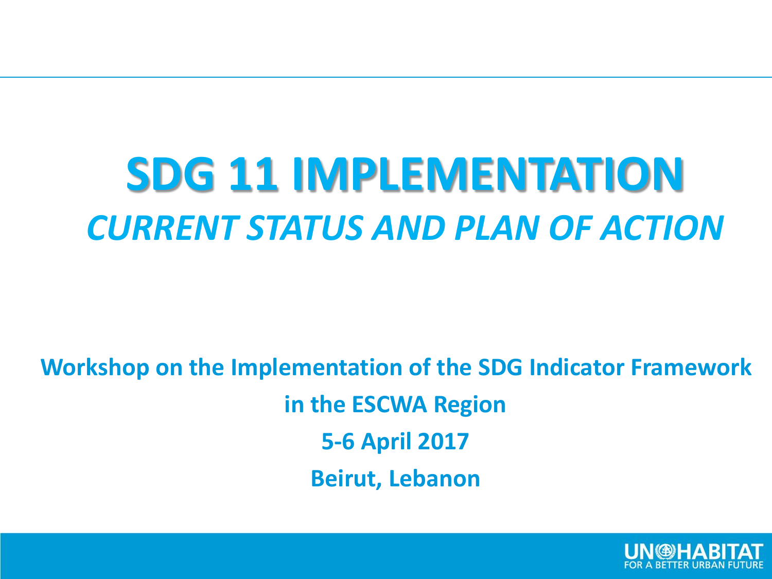# SDG 11 IMPLEMENTATION

## *CURRENT STATUS AND PLAN OF ACTION*

**Workshop on the Implementation of the SDG Indicator Framework in the ESCWA Region**

**5-6 April 2017**

**Beirut, Lebanon**

UN-HABITAT
FOR A BETTER URBAN FUTURE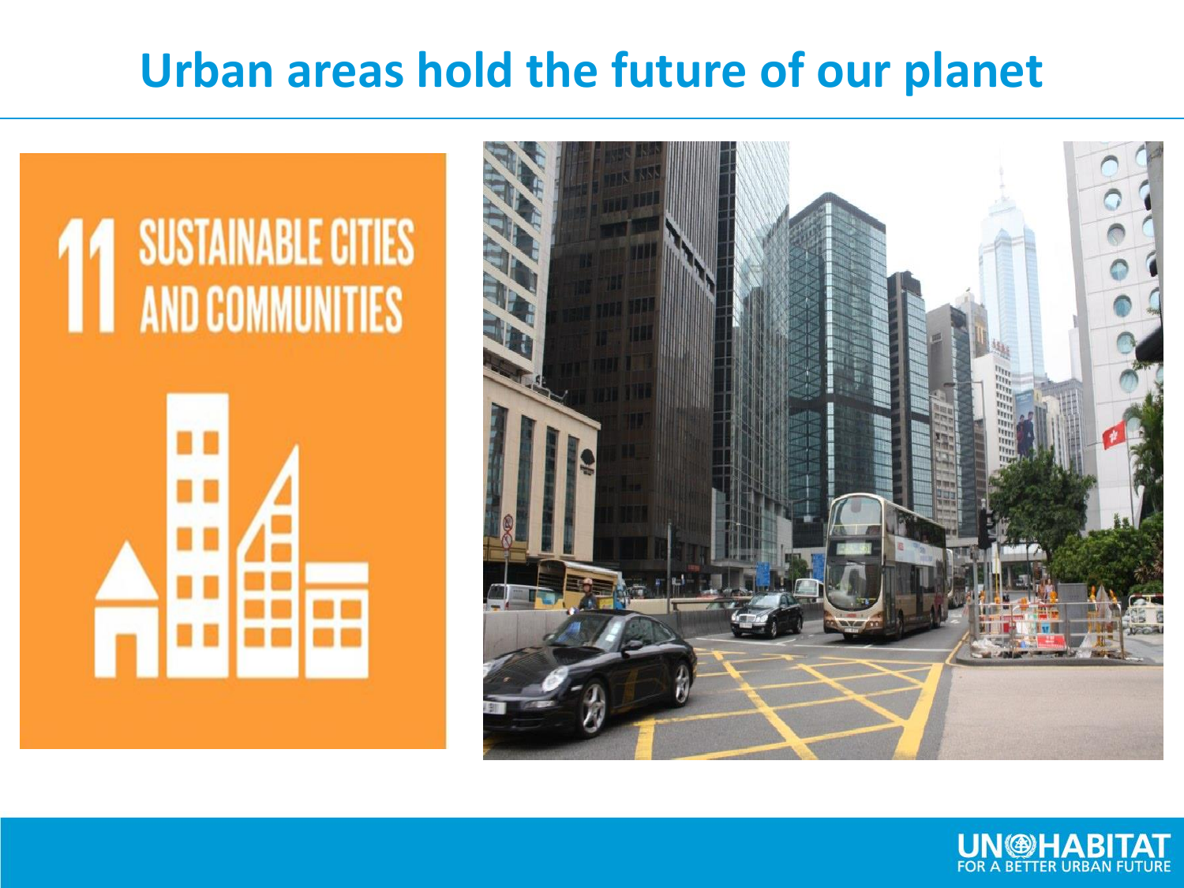# Urban areas hold the future of our planet

11 SUSTAINABLE CITIES AND COMMUNITIES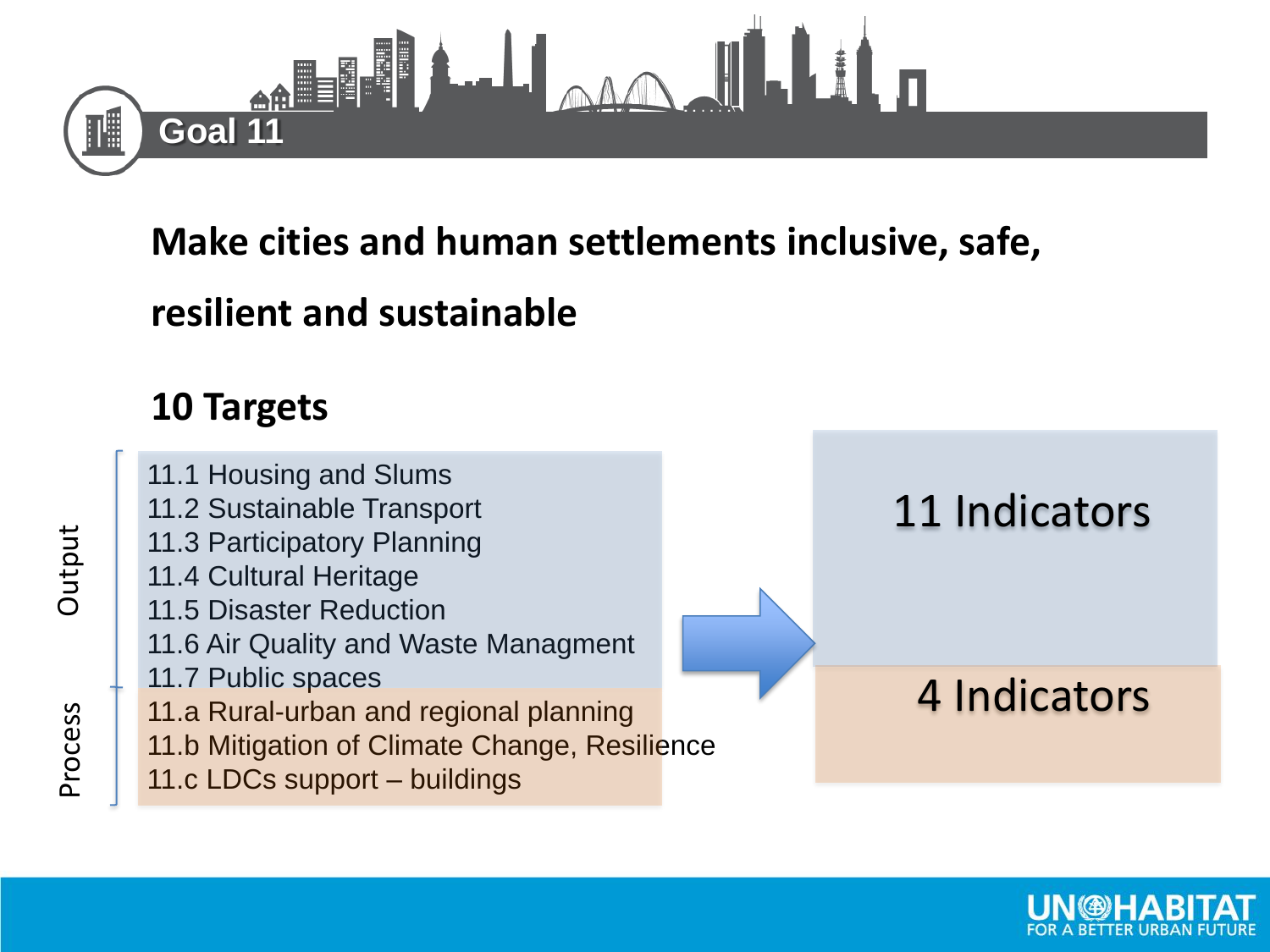# Goal 11

## Make cities and human settlements inclusive, safe, resilient and sustainable

### 10 Targets

**Output**

- 11.1 Housing and Slums
- 11.2 Sustainable Transport
- 11.3 Participatory Planning
- 11.4 Cultural Heritage
- 11.5 Disaster Reduction
- 11.6 Air Quality and Waste Managment
- 11.7 Public spaces

→ 11 Indicators

**Process**

- 11.a Rural-urban and regional planning
- 11.b Mitigation of Climate Change, Resilience
- 11.c LDCs support – buildings

→ 4 Indicators

UN-HABITAT
FOR A BETTER URBAN FUTURE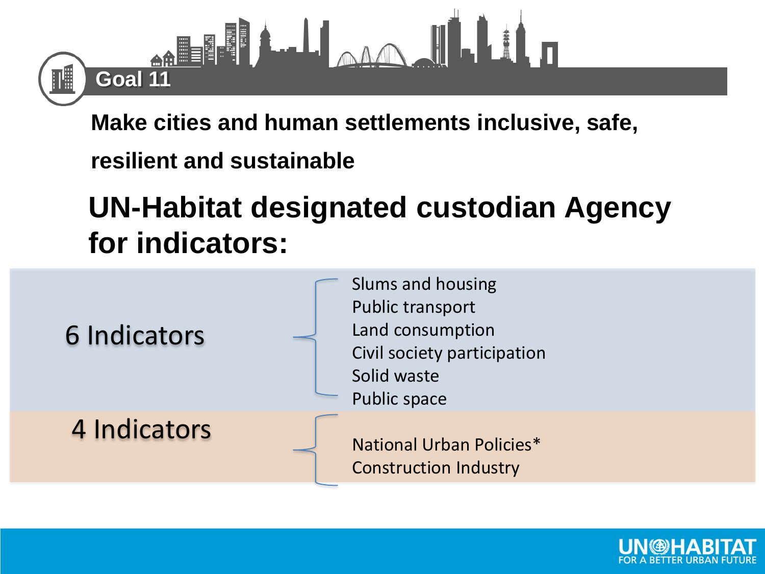**Goal 11**

**Make cities and human settlements inclusive, safe, resilient and sustainable**

# UN-Habitat designated custodian Agency for indicators:

6 Indicators

- Slums and housing
- Public transport
- Land consumption
- Civil society participation
- Solid waste
- Public space

4 Indicators

- National Urban Policies*
- Construction Industry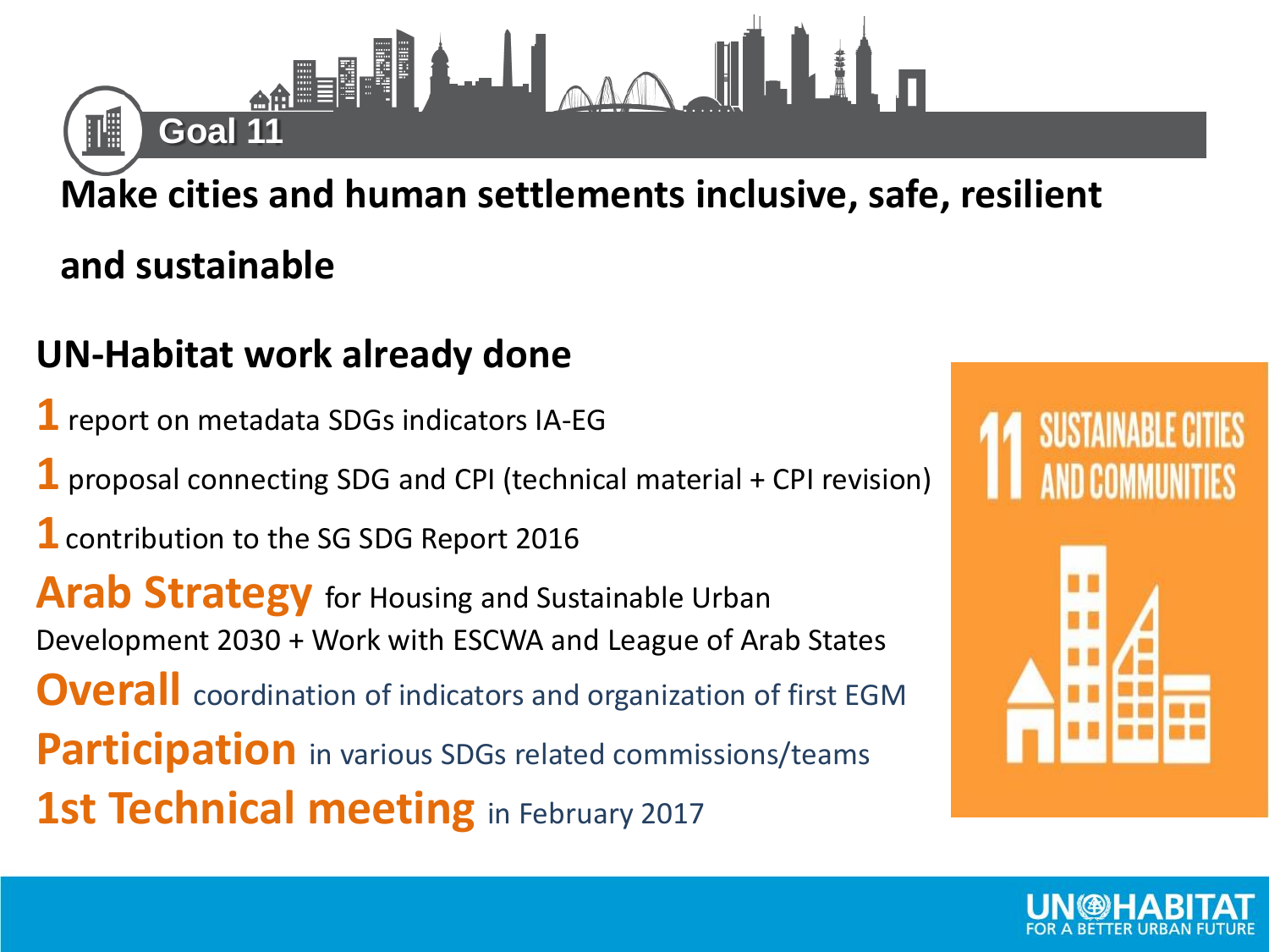# Goal 11

## Make cities and human settlements inclusive, safe, resilient and sustainable

### UN-Habitat work already done

**1** report on metadata SDGs indicators IA-EG

**1** proposal connecting SDG and CPI (technical material + CPI revision)

**1** contribution to the SG SDG Report 2016

**Arab Strategy** for Housing and Sustainable Urban Development 2030 + Work with ESCWA and League of Arab States

**Overall** coordination of indicators and organization of first EGM

**Participation** in various SDGs related commissions/teams

**1st Technical meeting** in February 2017

11 SUSTAINABLE CITIES AND COMMUNITIES

UN-HABITAT FOR A BETTER URBAN FUTURE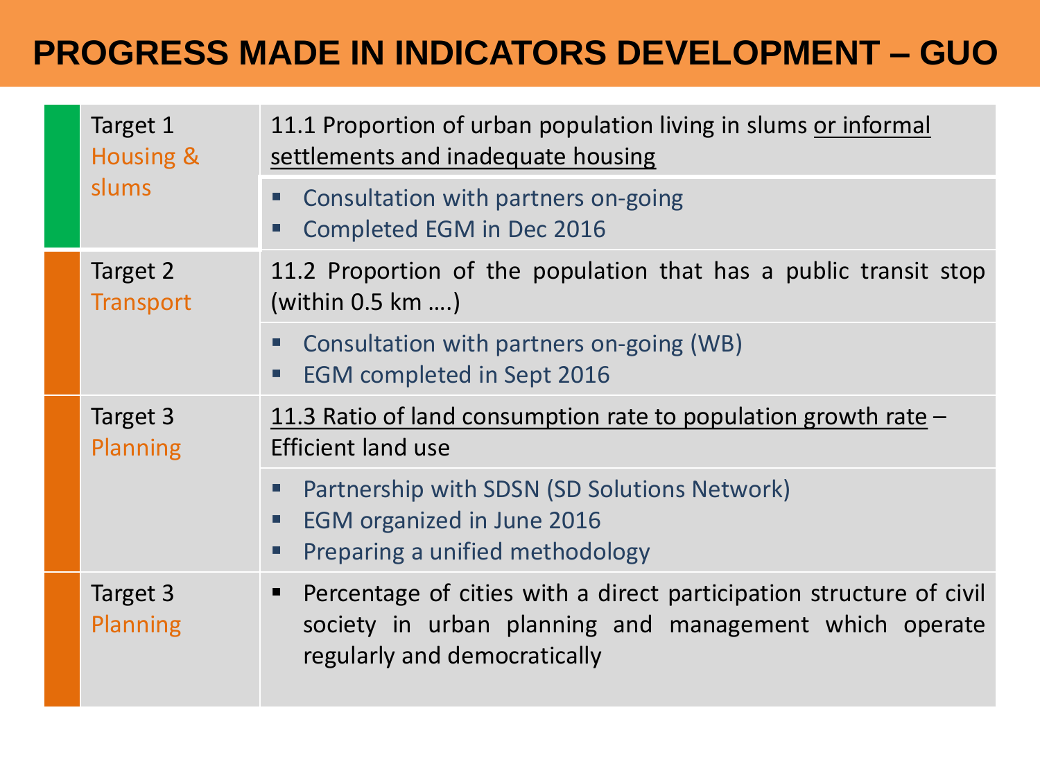# PROGRESS MADE IN INDICATORS DEVELOPMENT – GUO

| Target | Indicator / Progress |
|---|---|
| Target 1 Housing & slums | 11.1 Proportion of urban population living in slums <u>or informal settlements and inadequate housing</u> |
| | ▪ Consultation with partners on-going<br>▪ Completed EGM in Dec 2016 |
| Target 2 Transport | 11.2 Proportion of the population that has a public transit stop (within 0.5 km ….) |
| | ▪ Consultation with partners on-going (WB)<br>▪ EGM completed in Sept 2016 |
| Target 3 Planning | <u>11.3 Ratio of land consumption rate to population growth rate</u> – Efficient land use |
| | ▪ Partnership with SDSN (SD Solutions Network)<br>▪ EGM organized in June 2016<br>▪ Preparing a unified methodology |
| Target 3 Planning | ▪ Percentage of cities with a direct participation structure of civil society in urban planning and management which operate regularly and democratically |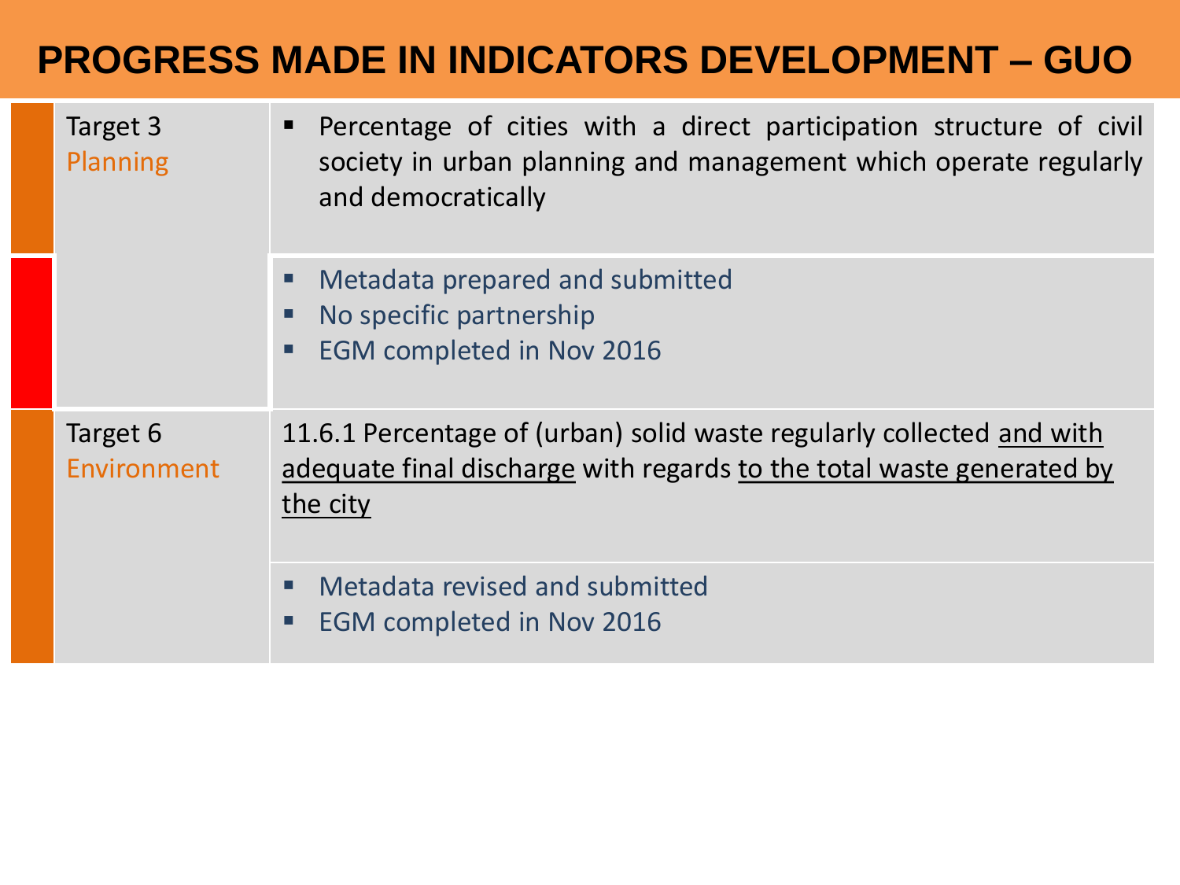# PROGRESS MADE IN INDICATORS DEVELOPMENT – GUO

| Target | Indicator / Progress |
| --- | --- |
| Target 3 Planning | Percentage of cities with a direct participation structure of civil society in urban planning and management which operate regularly and democratically |
| | • Metadata prepared and submitted<br>• No specific partnership<br>• EGM completed in Nov 2016 |
| Target 6 Environment | 11.6.1 Percentage of (urban) solid waste regularly collected <u>and with adequate final discharge</u> with regards <u>to the total waste generated by the city</u> |
| | • Metadata revised and submitted<br>• EGM completed in Nov 2016 |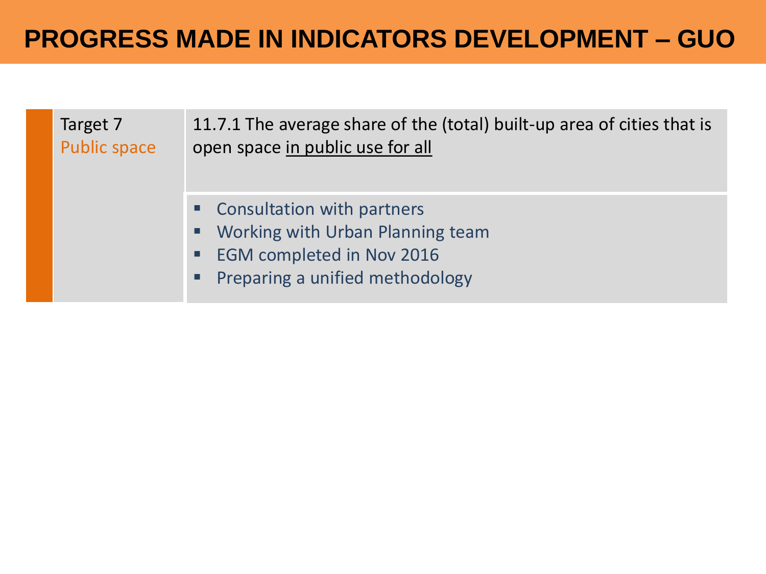# PROGRESS MADE IN INDICATORS DEVELOPMENT – GUO

| Target | Indicator |
| --- | --- |
| Target 7 Public space | 11.7.1 The average share of the (total) built-up area of cities that is open space <u>in public use for all</u> |
| | ▪ Consultation with partners<br>▪ Working with Urban Planning team<br>▪ EGM completed in Nov 2016<br>▪ Preparing a unified methodology |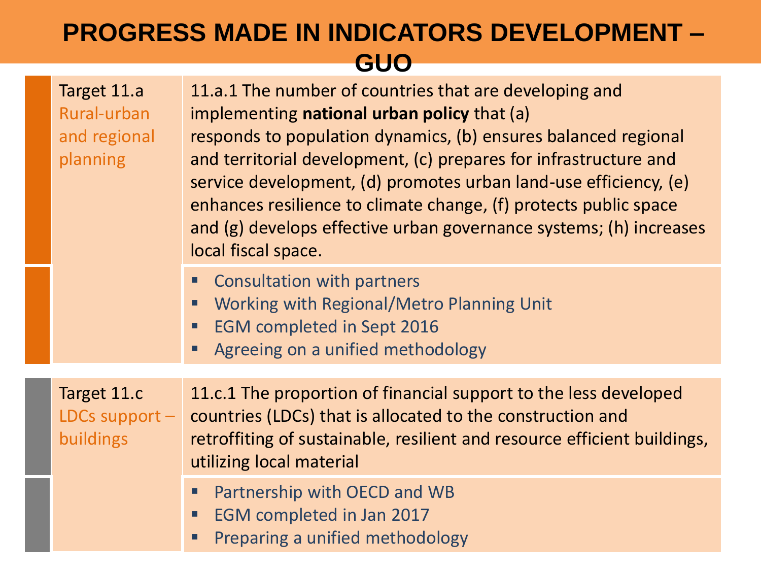# PROGRESS MADE IN INDICATORS DEVELOPMENT – GUO

| Target | Indicator / Progress |
|---|---|
| Target 11.a Rural-urban and regional planning | 11.a.1 The number of countries that are developing and implementing **national urban policy** that (a) responds to population dynamics, (b) ensures balanced regional and territorial development, (c) prepares for infrastructure and service development, (d) promotes urban land-use efficiency, (e) enhances resilience to climate change, (f) protects public space and (g) develops effective urban governance systems; (h) increases local fiscal space. |
| | ▪ Consultation with partners<br>▪ Working with Regional/Metro Planning Unit<br>▪ EGM completed in Sept 2016<br>▪ Agreeing on a unified methodology |
| Target 11.c LDCs support – buildings | 11.c.1 The proportion of financial support to the less developed countries (LDCs) that is allocated to the construction and retroffiting of sustainable, resilient and resource efficient buildings, utilizing local material |
| | ▪ Partnership with OECD and WB<br>▪ EGM completed in Jan 2017<br>▪ Preparing a unified methodology |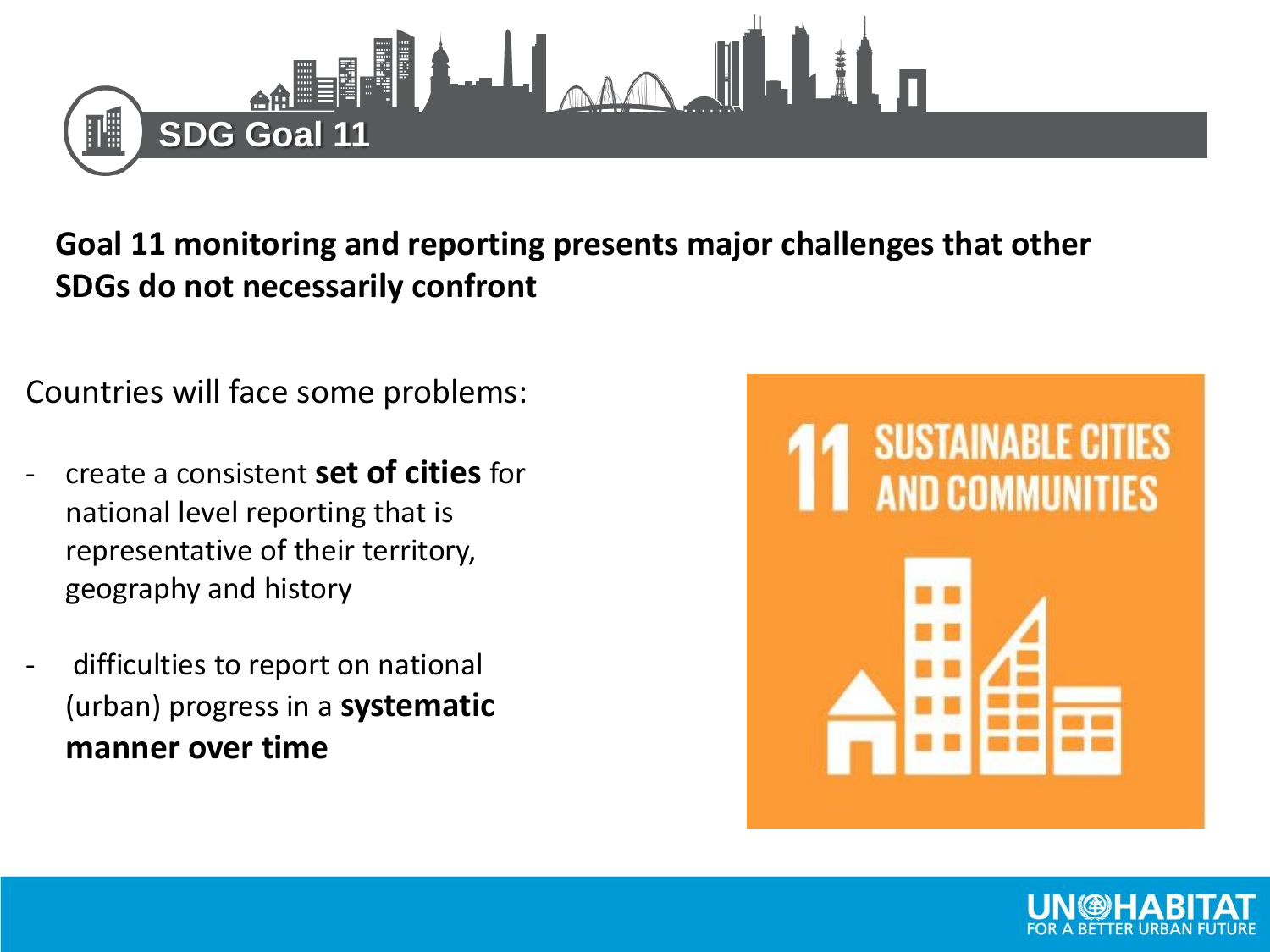# SDG Goal 11

**Goal 11 monitoring and reporting presents major challenges that other SDGs do not necessarily confront**

Countries will face some problems:

- create a consistent **set of cities** for national level reporting that is representative of their territory, geography and history
- difficulties to report on national (urban) progress in a **systematic manner over time**

11 SUSTAINABLE CITIES AND COMMUNITIES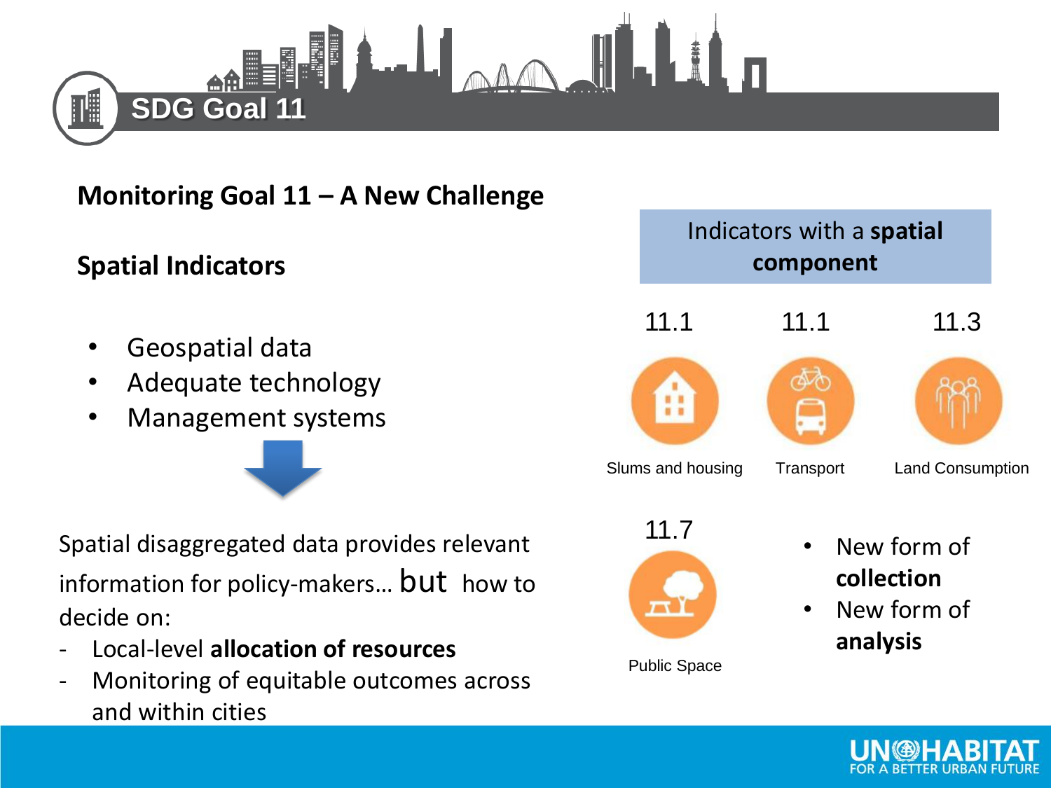## SDG Goal 11

### Monitoring Goal 11 – A New Challenge

### Spatial Indicators

- Geospatial data
- Adequate technology
- Management systems

Spatial disaggregated data provides relevant information for policy-makers… but how to decide on:

- Local-level **allocation of resources**
- Monitoring of equitable outcomes across and within cities

Indicators with a **spatial component**

11.1 Slums and housing

11.1 Transport

11.3 Land Consumption

11.7 Public Space

- New form of **collection**
- New form of **analysis**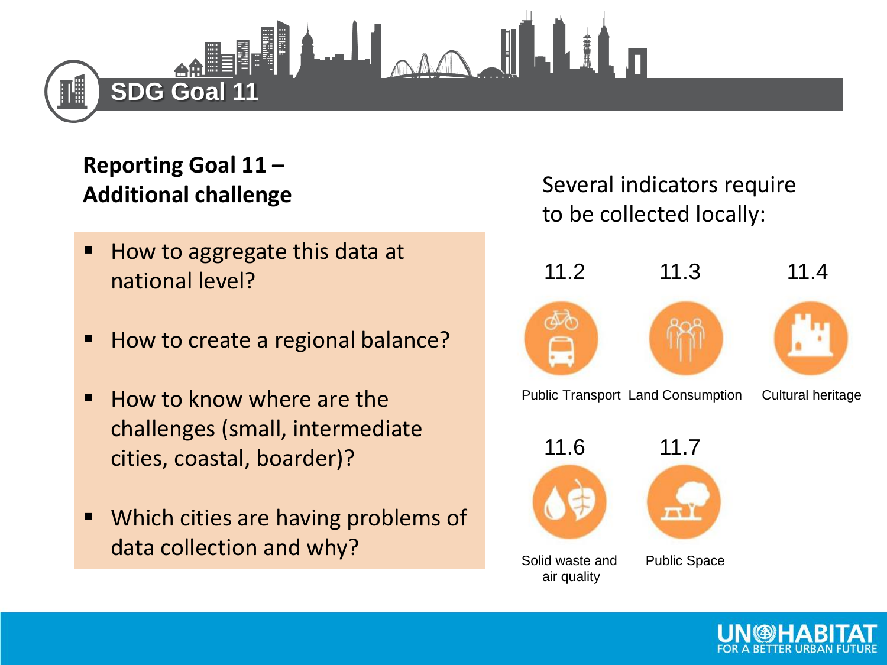# SDG Goal 11

## Reporting Goal 11 – Additional challenge

- How to aggregate this data at national level?
- How to create a regional balance?
- How to know where are the challenges (small, intermediate cities, coastal, boarder)?
- Which cities are having problems of data collection and why?

Several indicators require to be collected locally:

- 11.2 Public Transport
- 11.3 Land Consumption
- 11.4 Cultural heritage
- 11.6 Solid waste and air quality
- 11.7 Public Space

UN-HABITAT FOR A BETTER URBAN FUTURE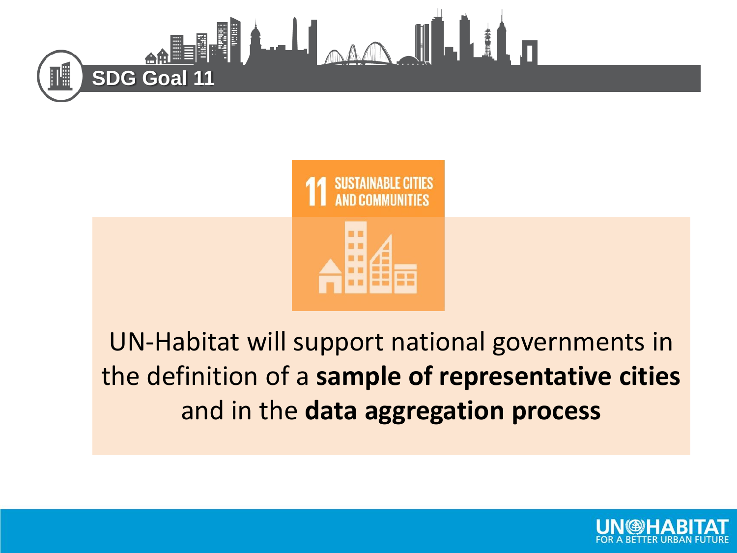## SDG Goal 11

11 SUSTAINABLE CITIES AND COMMUNITIES

UN-Habitat will support national governments in the definition of a **sample of representative cities** and in the **data aggregation process**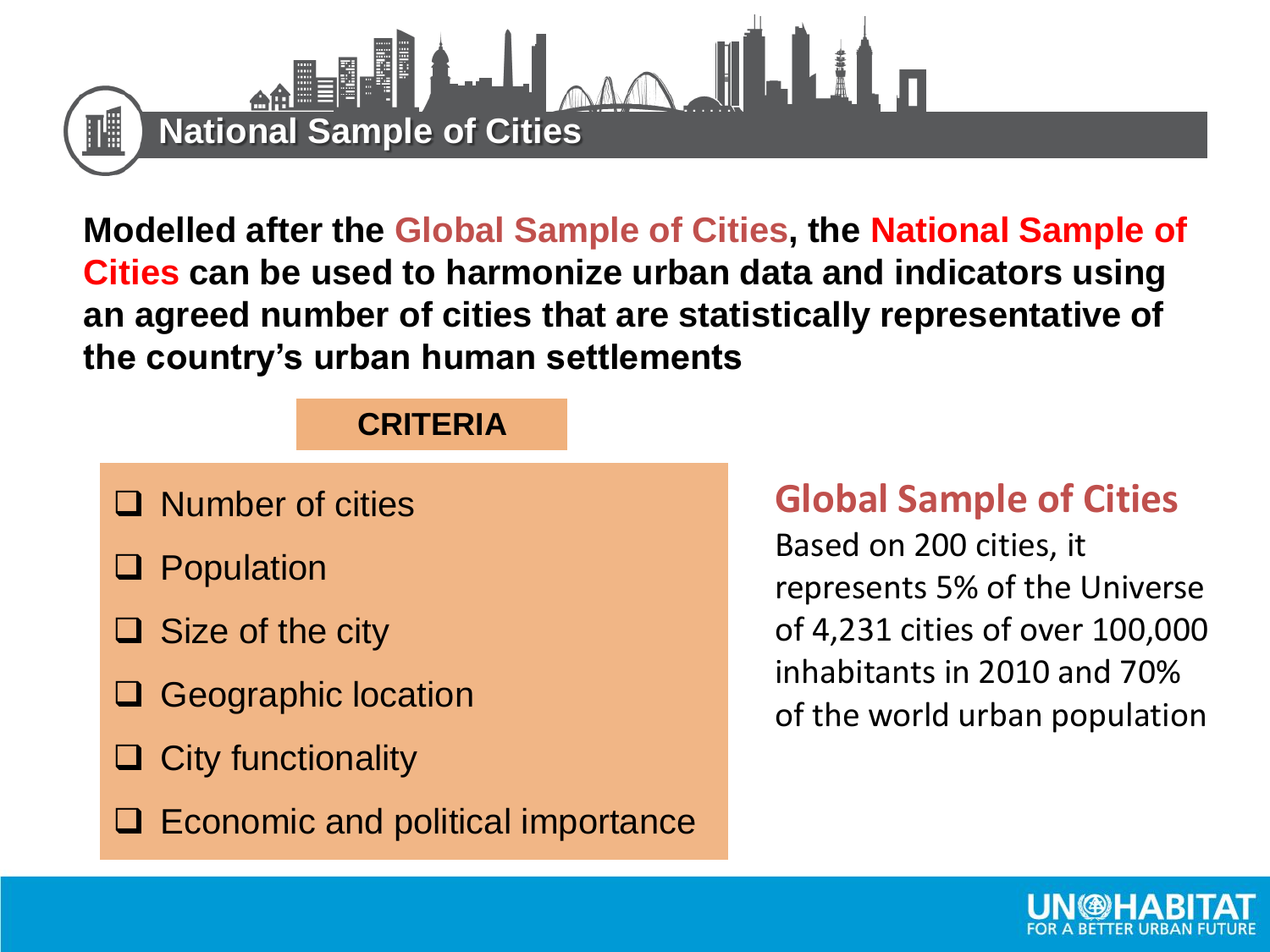# National Sample of Cities

**Modelled after the Global Sample of Cities, the National Sample of Cities can be used to harmonize urban data and indicators using an agreed number of cities that are statistically representative of the country's urban human settlements**

### CRITERIA

- Number of cities
- Population
- Size of the city
- Geographic location
- City functionality
- Economic and political importance

## Global Sample of Cities

Based on 200 cities, it represents 5% of the Universe of 4,231 cities of over 100,000 inhabitants in 2010 and 70% of the world urban population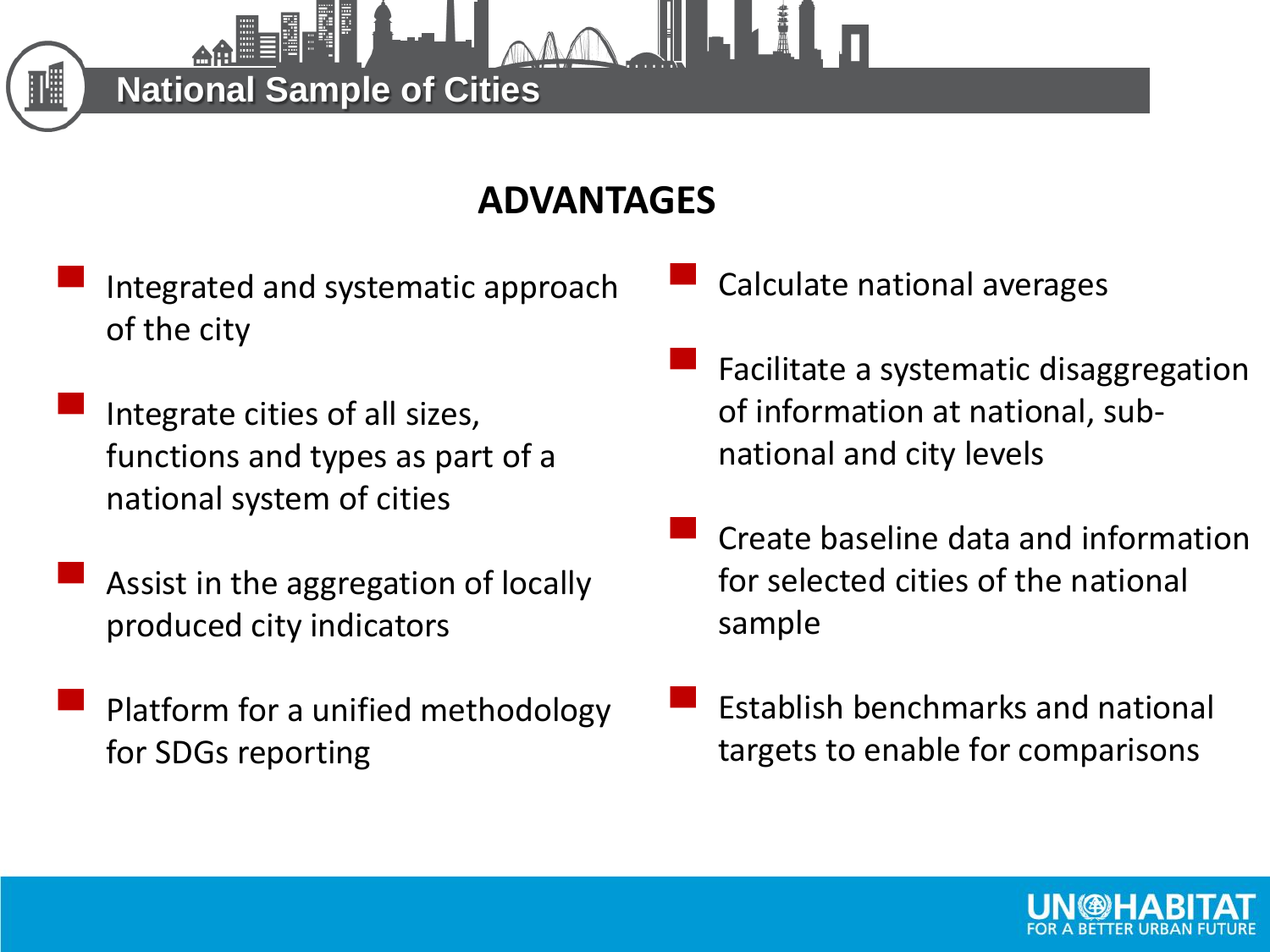# National Sample of Cities

## ADVANTAGES

- Integrated and systematic approach of the city
- Integrate cities of all sizes, functions and types as part of a national system of cities
- Assist in the aggregation of locally produced city indicators
- Platform for a unified methodology for SDGs reporting
- Calculate national averages
- Facilitate a systematic disaggregation of information at national, sub-national and city levels
- Create baseline data and information for selected cities of the national sample
- Establish benchmarks and national targets to enable for comparisons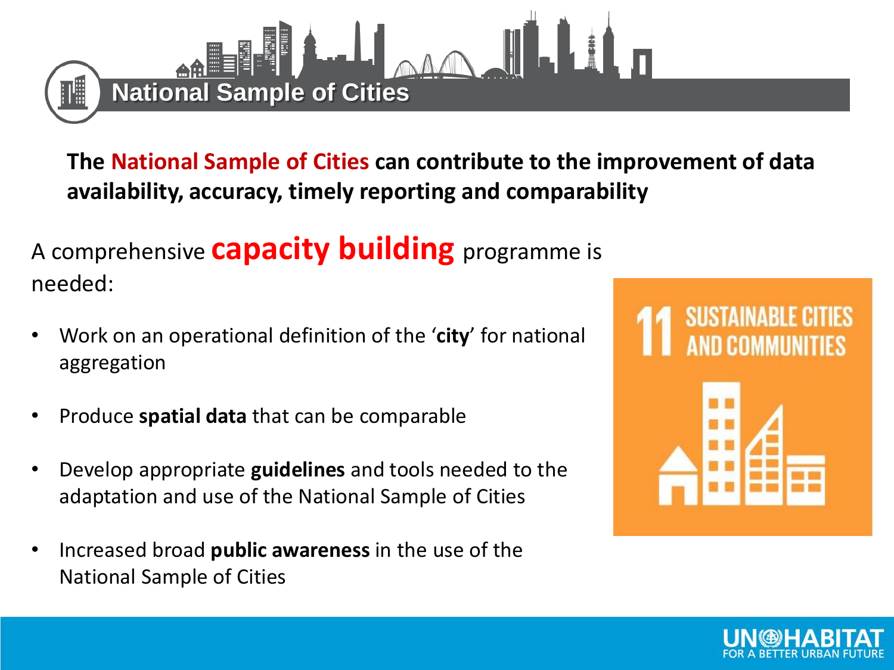# National Sample of Cities

**The National Sample of Cities can contribute to the improvement of data availability, accuracy, timely reporting and comparability**

A comprehensive **capacity building** programme is needed:

- Work on an operational definition of the '**city**' for national aggregation
- Produce **spatial data** that can be comparable
- Develop appropriate **guidelines** and tools needed to the adaptation and use of the National Sample of Cities
- Increased broad **public awareness** in the use of the National Sample of Cities

11 SUSTAINABLE CITIES AND COMMUNITIES

UN-HABITAT
FOR A BETTER URBAN FUTURE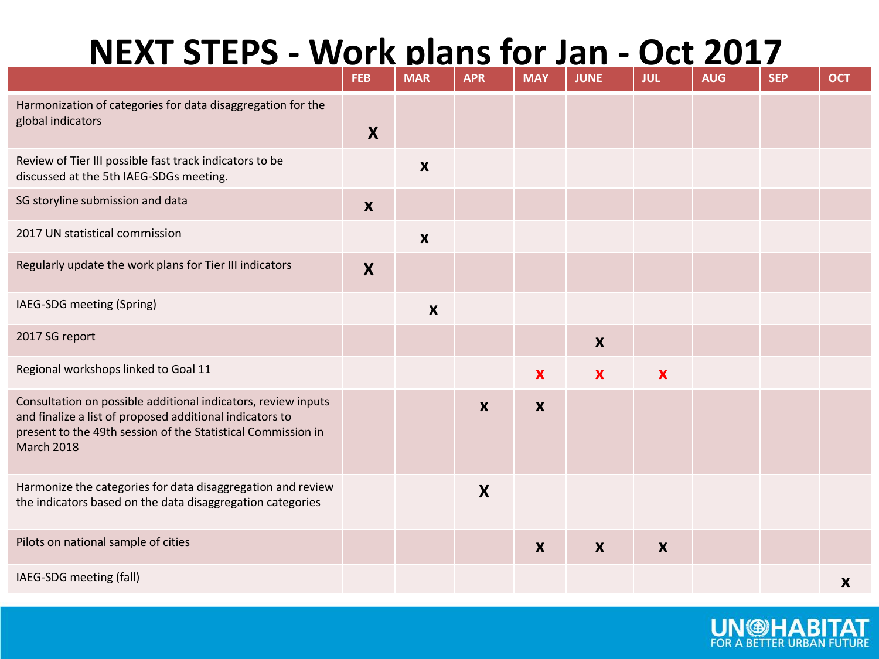# NEXT STEPS - Work plans for Jan - Oct 2017

| | FEB | MAR | APR | MAY | JUNE | JUL | AUG | SEP | OCT |
|---|---|---|---|---|---|---|---|---|---|
| Harmonization of categories for data disaggregation for the global indicators | X | | | | | | | | |
| Review of Tier III possible fast track indicators to be discussed at the 5th IAEG-SDGs meeting. | | x | | | | | | | |
| SG storyline submission and data | x | | | | | | | | |
| 2017 UN statistical commission | | x | | | | | | | |
| Regularly update the work plans for Tier III indicators | X | | | | | | | | |
| IAEG-SDG meeting (Spring) | | x | | | | | | | |
| 2017 SG report | | | | | x | | | | |
| Regional workshops linked to Goal 11 | | | | x | x | x | | | |
| Consultation on possible additional indicators, review inputs and finalize a list of proposed additional indicators to present to the 49th session of the Statistical Commission in March 2018 | | | x | x | | | | | |
| Harmonize the categories for data disaggregation and review the indicators based on the data disaggregation categories | | | X | | | | | | |
| Pilots on national sample of cities | | | | x | x | x | | | |
| IAEG-SDG meeting (fall) | | | | | | | | | x |

UN-HABITAT
FOR A BETTER URBAN FUTURE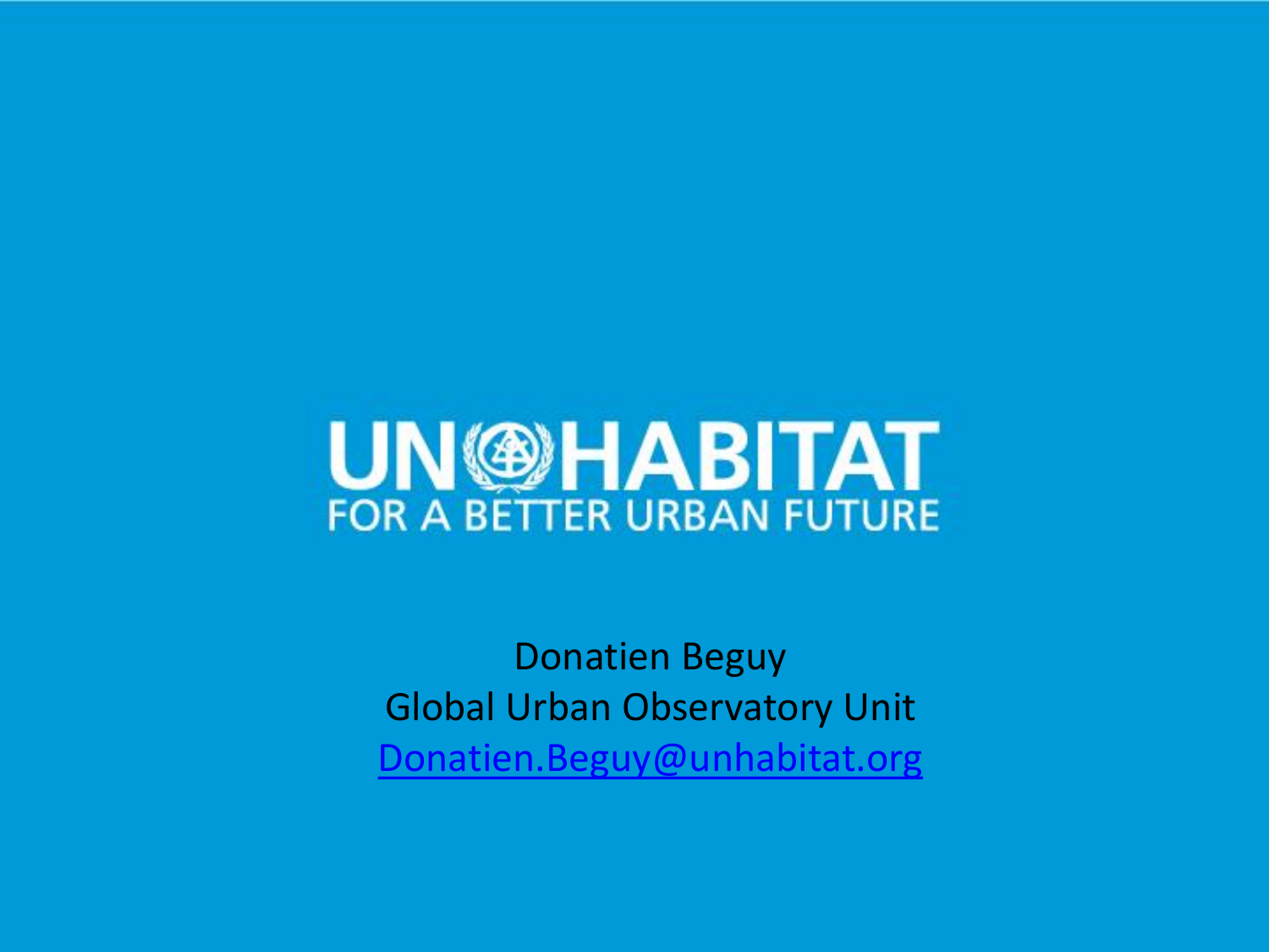UN-HABITAT
FOR A BETTER URBAN FUTURE

Donatien Beguy
Global Urban Observatory Unit
[Donatien.Beguy@unhabitat.org](mailto:Donatien.Beguy@unhabitat.org)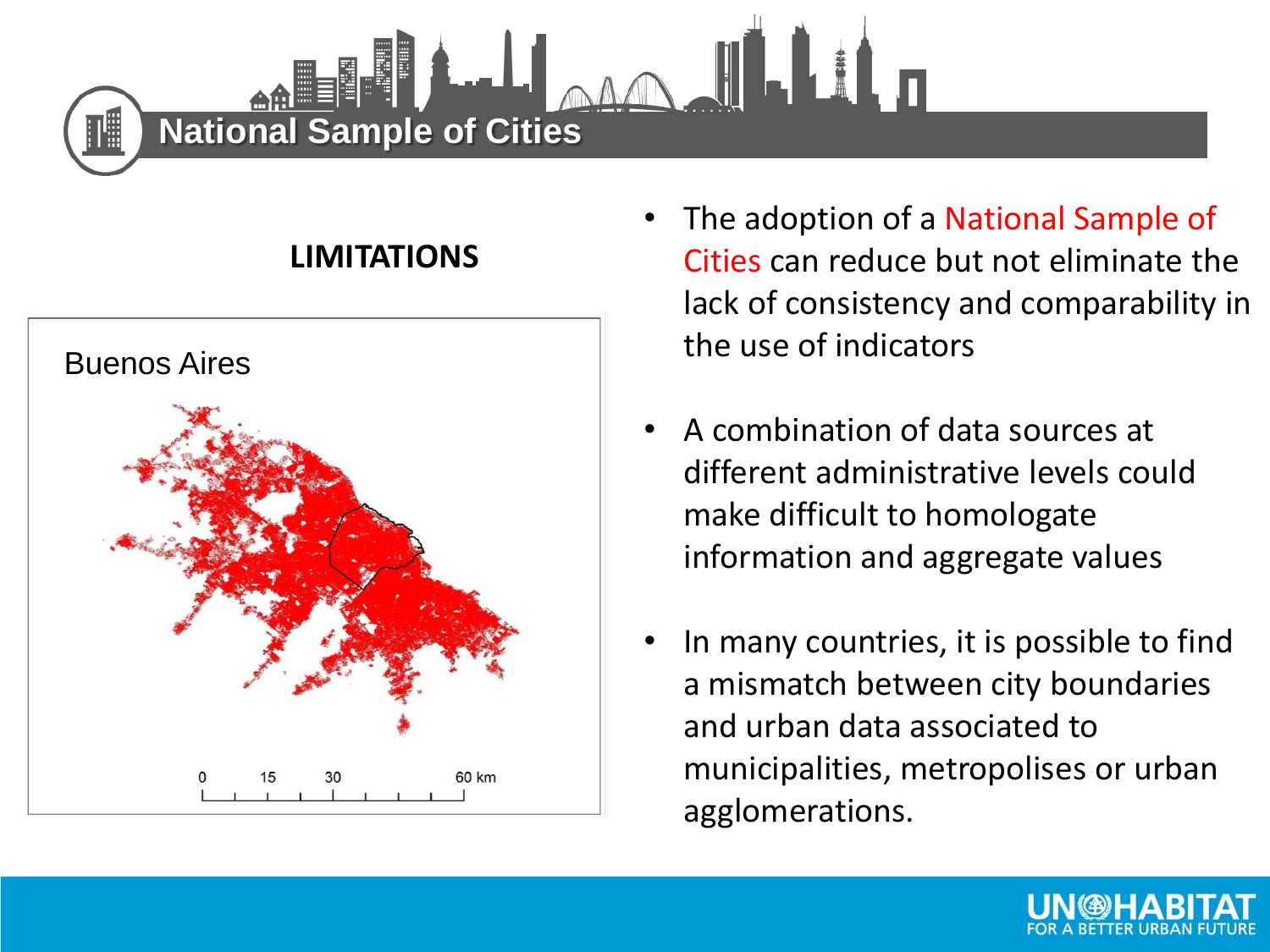# National Sample of Cities

## LIMITATIONS

Buenos Aires

0 15 30 60 km

- The adoption of a National Sample of Cities can reduce but not eliminate the lack of consistency and comparability in the use of indicators
- A combination of data sources at different administrative levels could make difficult to homologate information and aggregate values
- In many countries, it is possible to find a mismatch between city boundaries and urban data associated to municipalities, metropolises or urban agglomerations.